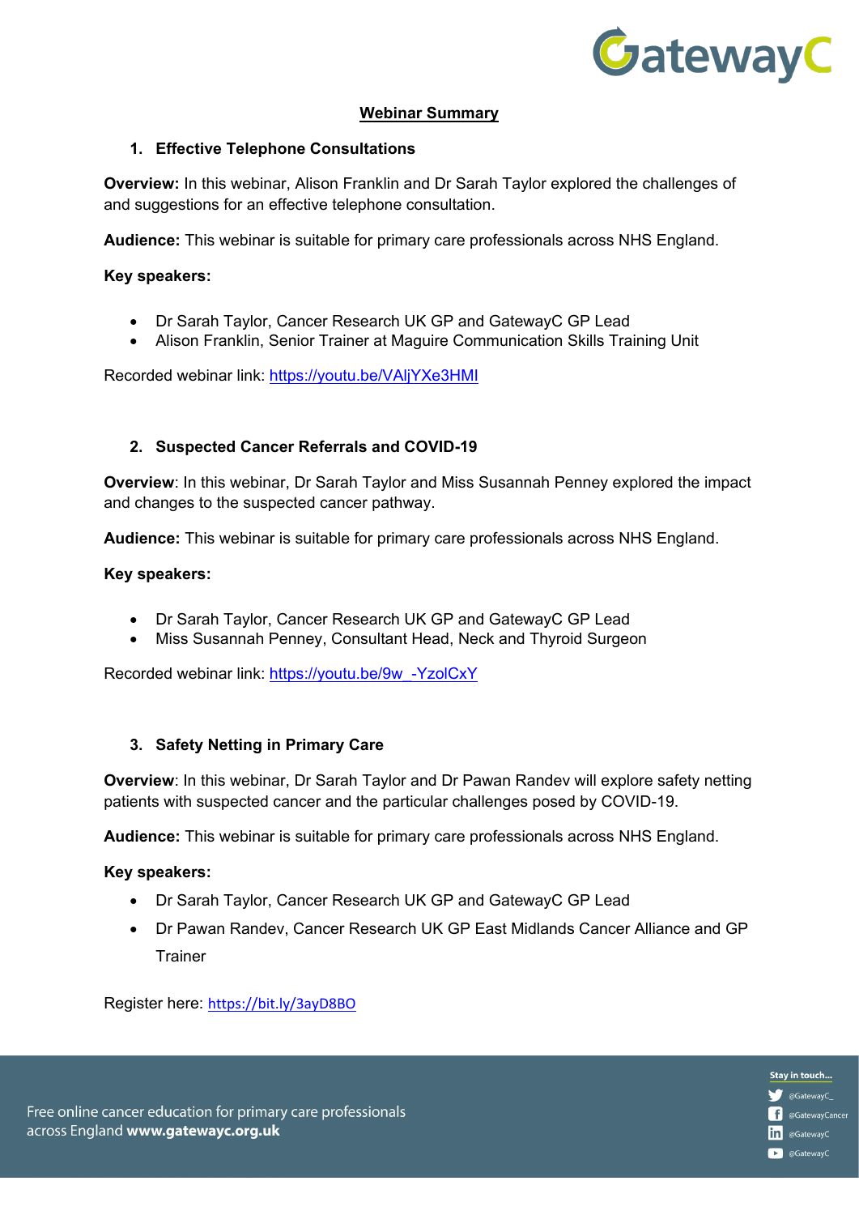# Webinar Summary

## 1. Effective Telephone Consultations

**Overview:** In this webinar, Alison Franklin and Dr Sarah Taylor explored the challenges of and suggestions for an effective telephone consultation.

**Audience:** This webinar is suitable for primary care professionals across NHS England.

**Key speakers:**

- Dr Sarah Taylor, Cancer Research UK GP and GatewayC GP Lead
- Alison Franklin, Senior Trainer at Maguire Communication Skills Training Unit

Recorded webinar link: https://youtu.be/VAljYXe3HMI

## 2. Suspected Cancer Referrals and COVID-19

**Overview**: In this webinar, Dr Sarah Taylor and Miss Susannah Penney explored the impact and changes to the suspected cancer pathway.

**Audience:** This webinar is suitable for primary care professionals across NHS England.

**Key speakers:**

- Dr Sarah Taylor, Cancer Research UK GP and GatewayC GP Lead
- Miss Susannah Penney, Consultant Head, Neck and Thyroid Surgeon

Recorded webinar link: https://youtu.be/9w_-YzolCxY

## 3. Safety Netting in Primary Care

**Overview**: In this webinar, Dr Sarah Taylor and Dr Pawan Randev will explore safety netting patients with suspected cancer and the particular challenges posed by COVID-19.

**Audience:** This webinar is suitable for primary care professionals across NHS England.

**Key speakers:**

- Dr Sarah Taylor, Cancer Research UK GP and GatewayC GP Lead
- Dr Pawan Randev, Cancer Research UK GP East Midlands Cancer Alliance and GP Trainer

Register here: https://bit.ly/3ayD8BO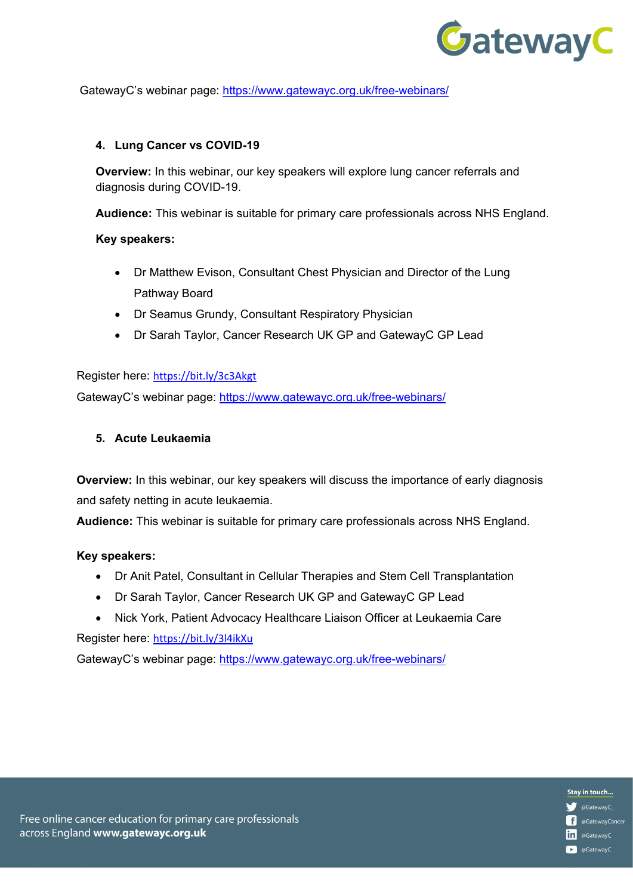GatewayC's webinar page: https://www.gatewayc.org.uk/free-webinars/

### 4. Lung Cancer vs COVID-19

**Overview:** In this webinar, our key speakers will explore lung cancer referrals and diagnosis during COVID-19.

**Audience:** This webinar is suitable for primary care professionals across NHS England.

**Key speakers:**

- Dr Matthew Evison, Consultant Chest Physician and Director of the Lung Pathway Board
- Dr Seamus Grundy, Consultant Respiratory Physician
- Dr Sarah Taylor, Cancer Research UK GP and GatewayC GP Lead

Register here: https://bit.ly/3c3Akgt

GatewayC's webinar page: https://www.gatewayc.org.uk/free-webinars/

### 5. Acute Leukaemia

**Overview:** In this webinar, our key speakers will discuss the importance of early diagnosis and safety netting in acute leukaemia.

**Audience:** This webinar is suitable for primary care professionals across NHS England.

**Key speakers:**

- Dr Anit Patel, Consultant in Cellular Therapies and Stem Cell Transplantation
- Dr Sarah Taylor, Cancer Research UK GP and GatewayC GP Lead
- Nick York, Patient Advocacy Healthcare Liaison Officer at Leukaemia Care

Register here: https://bit.ly/3l4ikXu

GatewayC's webinar page: https://www.gatewayc.org.uk/free-webinars/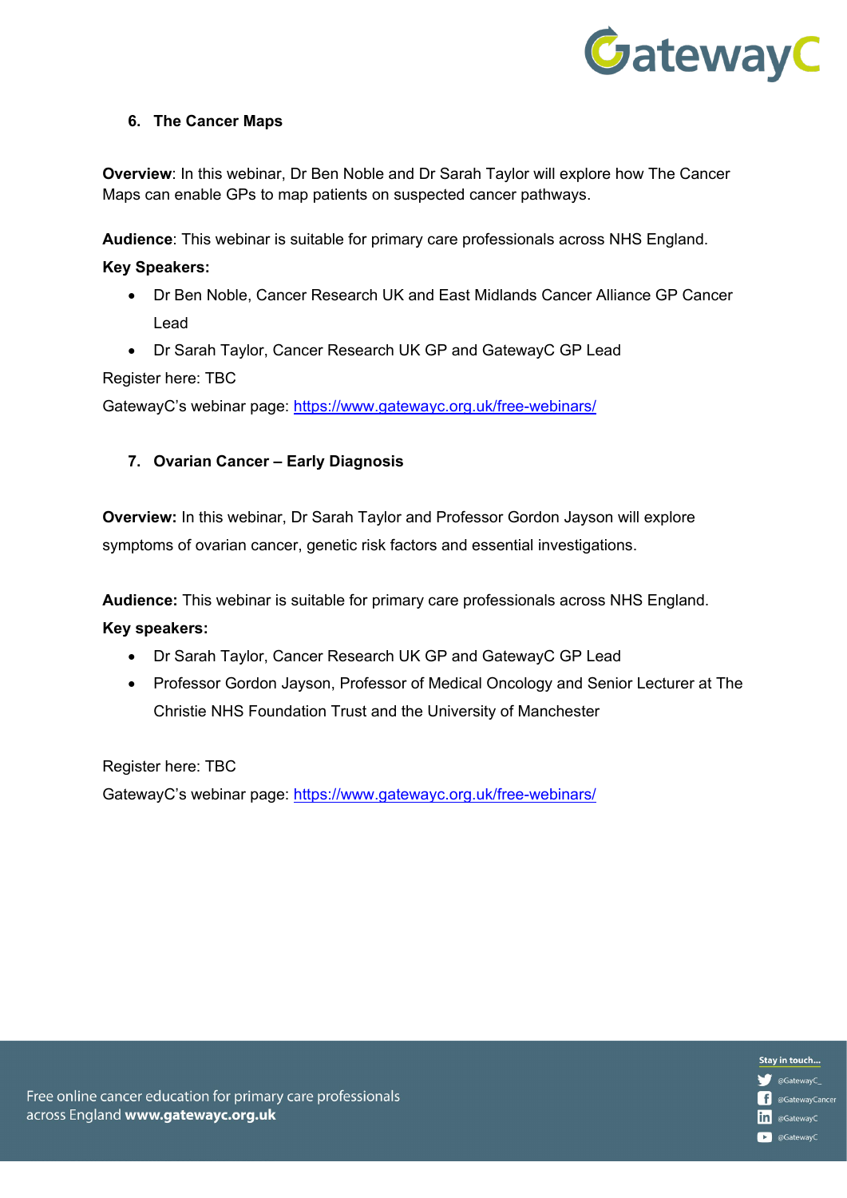6. **The Cancer Maps**

**Overview**: In this webinar, Dr Ben Noble and Dr Sarah Taylor will explore how The Cancer Maps can enable GPs to map patients on suspected cancer pathways.

**Audience**: This webinar is suitable for primary care professionals across NHS England.

**Key Speakers:**

- Dr Ben Noble, Cancer Research UK and East Midlands Cancer Alliance GP Cancer Lead
- Dr Sarah Taylor, Cancer Research UK GP and GatewayC GP Lead

Register here: TBC

GatewayC's webinar page: https://www.gatewayc.org.uk/free-webinars/

7. **Ovarian Cancer – Early Diagnosis**

**Overview:** In this webinar, Dr Sarah Taylor and Professor Gordon Jayson will explore symptoms of ovarian cancer, genetic risk factors and essential investigations.

**Audience:** This webinar is suitable for primary care professionals across NHS England.

**Key speakers:**

- Dr Sarah Taylor, Cancer Research UK GP and GatewayC GP Lead
- Professor Gordon Jayson, Professor of Medical Oncology and Senior Lecturer at The Christie NHS Foundation Trust and the University of Manchester

Register here: TBC

GatewayC's webinar page: https://www.gatewayc.org.uk/free-webinars/